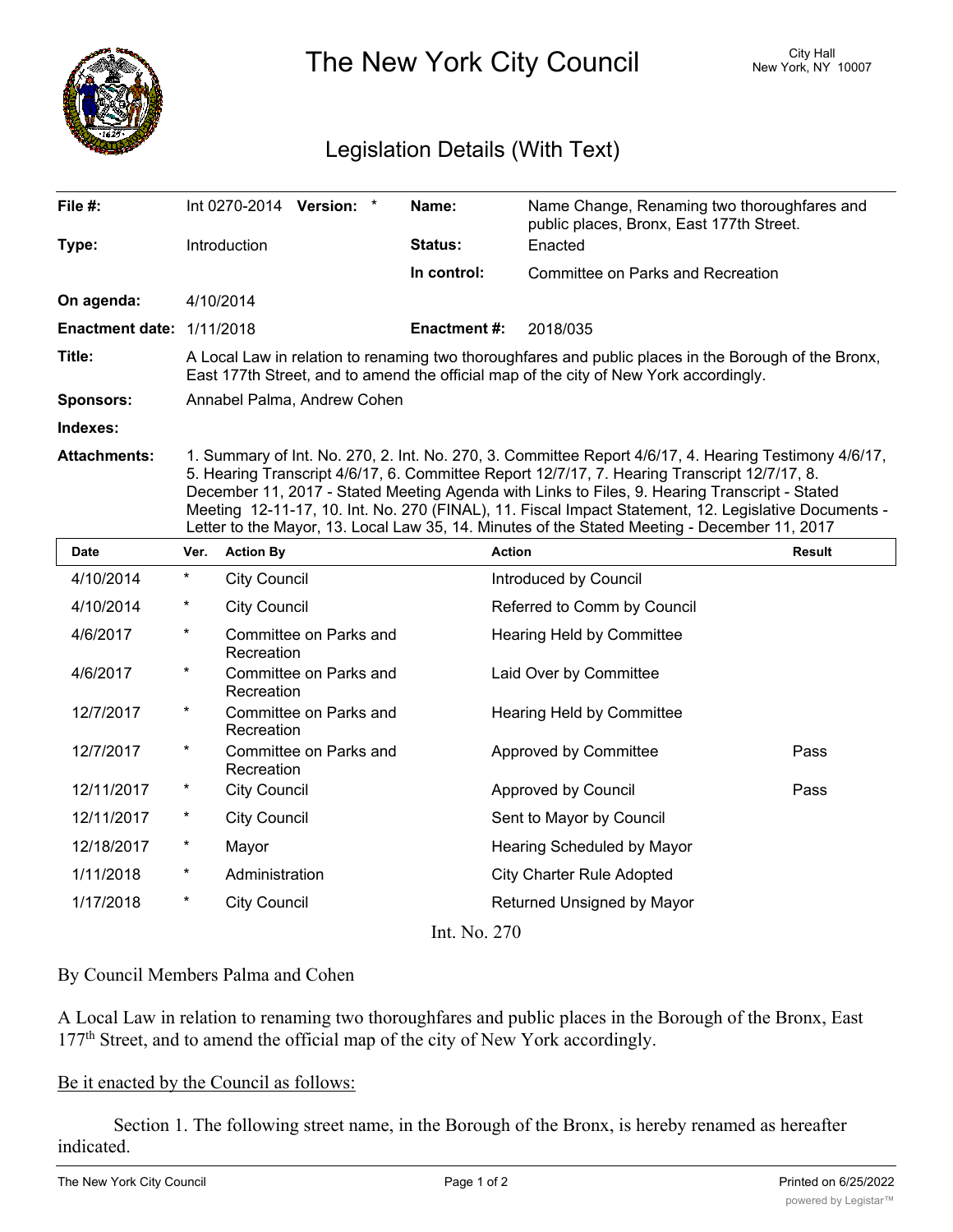# The New York City Council

City Hall
New York, NY 10007

## Legislation Details (With Text)

| | | | |
|---|---|---|---|
| **File #:** | Int 0270-2014 **Version:** * | **Name:** | Name Change, Renaming two thoroughfares and public places, Bronx, East 177th Street. |
| **Type:** | Introduction | **Status:** | Enacted |
| | | **In control:** | Committee on Parks and Recreation |
| **On agenda:** | 4/10/2014 | | |
| **Enactment date:** | 1/11/2018 | **Enactment #:** | 2018/035 |

**Title:** A Local Law in relation to renaming two thoroughfares and public places in the Borough of the Bronx, East 177th Street, and to amend the official map of the city of New York accordingly.

**Sponsors:** Annabel Palma, Andrew Cohen

**Indexes:**

**Attachments:** 1. Summary of Int. No. 270, 2. Int. No. 270, 3. Committee Report 4/6/17, 4. Hearing Testimony 4/6/17, 5. Hearing Transcript 4/6/17, 6. Committee Report 12/7/17, 7. Hearing Transcript 12/7/17, 8. December 11, 2017 - Stated Meeting Agenda with Links to Files, 9. Hearing Transcript - Stated Meeting 12-11-17, 10. Int. No. 270 (FINAL), 11. Fiscal Impact Statement, 12. Legislative Documents - Letter to the Mayor, 13. Local Law 35, 14. Minutes of the Stated Meeting - December 11, 2017

| Date | Ver. | Action By | Action | Result |
|---|---|---|---|---|
| 4/10/2014 | * | City Council | Introduced by Council | |
| 4/10/2014 | * | City Council | Referred to Comm by Council | |
| 4/6/2017 | * | Committee on Parks and Recreation | Hearing Held by Committee | |
| 4/6/2017 | * | Committee on Parks and Recreation | Laid Over by Committee | |
| 12/7/2017 | * | Committee on Parks and Recreation | Hearing Held by Committee | |
| 12/7/2017 | * | Committee on Parks and Recreation | Approved by Committee | Pass |
| 12/11/2017 | * | City Council | Approved by Council | Pass |
| 12/11/2017 | * | City Council | Sent to Mayor by Council | |
| 12/18/2017 | * | Mayor | Hearing Scheduled by Mayor | |
| 1/11/2018 | * | Administration | City Charter Rule Adopted | |
| 1/17/2018 | * | City Council | Returned Unsigned by Mayor | |

Int. No. 270

By Council Members Palma and Cohen

A Local Law in relation to renaming two thoroughfares and public places in the Borough of the Bronx, East 177th Street, and to amend the official map of the city of New York accordingly.

Be it enacted by the Council as follows:

Section 1. The following street name, in the Borough of the Bronx, is hereby renamed as hereafter indicated.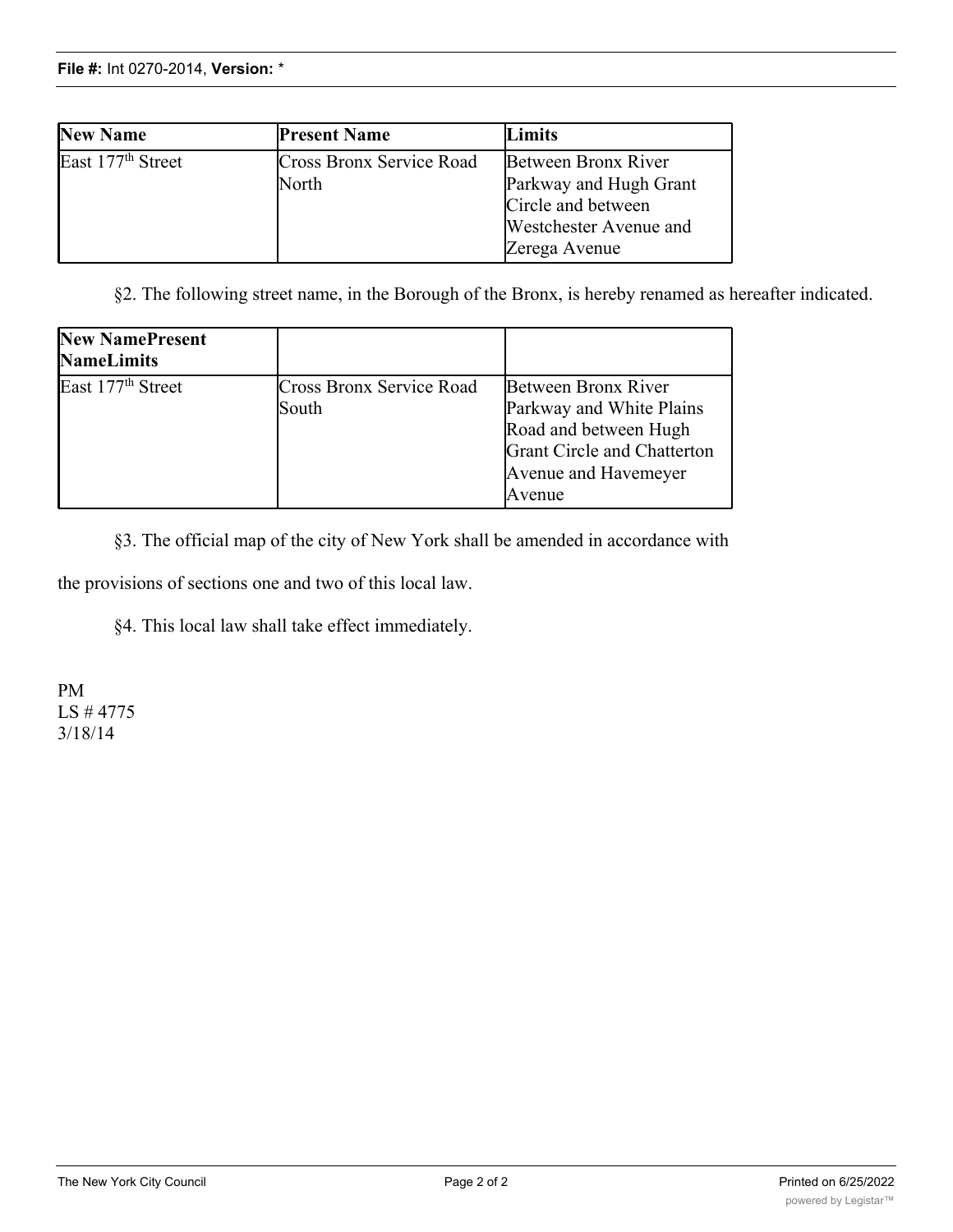| New Name | Present Name | Limits |
|---|---|---|
| East 177th Street | Cross Bronx Service Road North | Between Bronx River Parkway and Hugh Grant Circle and between Westchester Avenue and Zerega Avenue |

§2. The following street name, in the Borough of the Bronx, is hereby renamed as hereafter indicated.

| New NamePresent NameLimits | | |
|---|---|---|
| East 177th Street | Cross Bronx Service Road South | Between Bronx River Parkway and White Plains Road and between Hugh Grant Circle and Chatterton Avenue and Havemeyer Avenue |

§3. The official map of the city of New York shall be amended in accordance with the provisions of sections one and two of this local law.

§4. This local law shall take effect immediately.

PM
LS # 4775
3/18/14